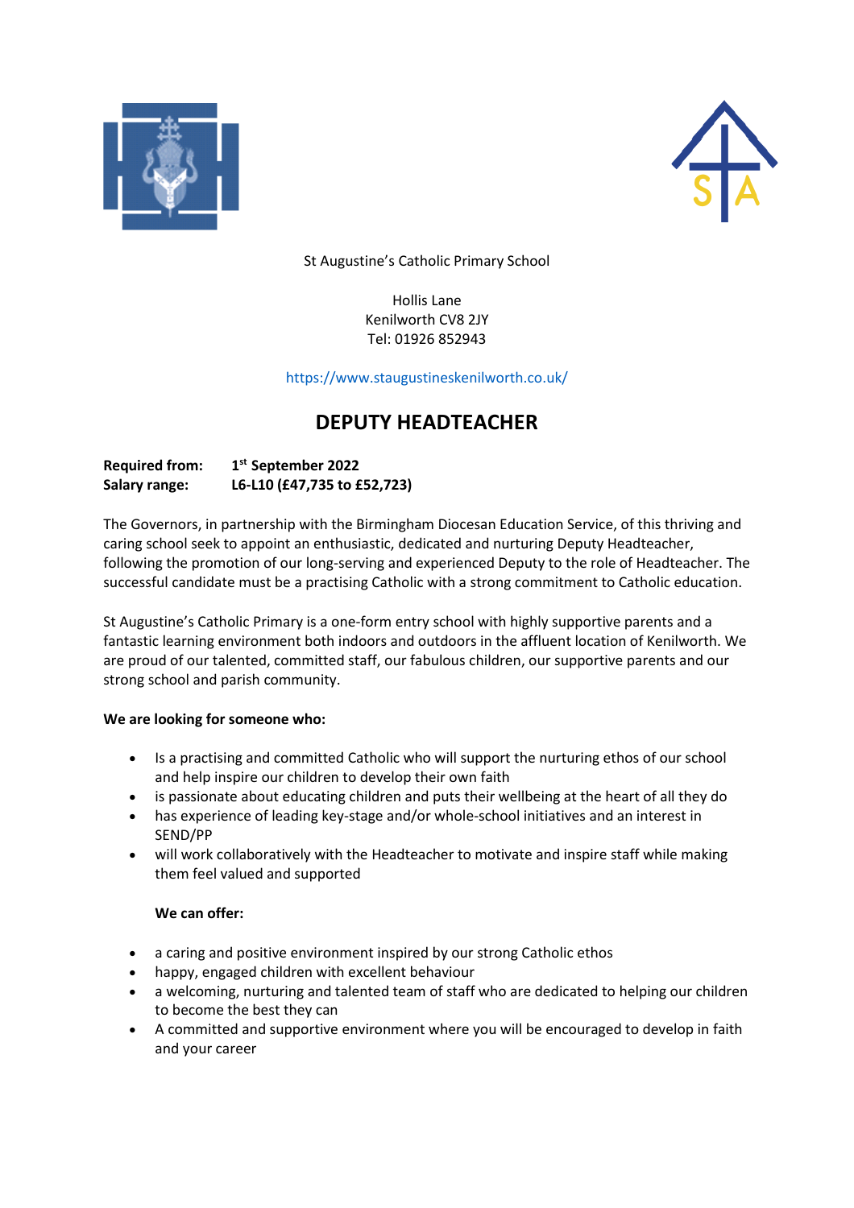St Augustine's Catholic Primary School

Hollis Lane
Kenilworth CV8 2JY
Tel: 01926 852943

https://www.staugustineskenilworth.co.uk/

# DEPUTY HEADTEACHER

**Required from:** **1st September 2022**
**Salary range:** **L6-L10 (£47,735 to £52,723)**

The Governors, in partnership with the Birmingham Diocesan Education Service, of this thriving and caring school seek to appoint an enthusiastic, dedicated and nurturing Deputy Headteacher, following the promotion of our long-serving and experienced Deputy to the role of Headteacher. The successful candidate must be a practising Catholic with a strong commitment to Catholic education.

St Augustine's Catholic Primary is a one-form entry school with highly supportive parents and a fantastic learning environment both indoors and outdoors in the affluent location of Kenilworth. We are proud of our talented, committed staff, our fabulous children, our supportive parents and our strong school and parish community.

**We are looking for someone who:**

- Is a practising and committed Catholic who will support the nurturing ethos of our school and help inspire our children to develop their own faith
- is passionate about educating children and puts their wellbeing at the heart of all they do
- has experience of leading key-stage and/or whole-school initiatives and an interest in SEND/PP
- will work collaboratively with the Headteacher to motivate and inspire staff while making them feel valued and supported

**We can offer:**

- a caring and positive environment inspired by our strong Catholic ethos
- happy, engaged children with excellent behaviour
- a welcoming, nurturing and talented team of staff who are dedicated to helping our children to become the best they can
- A committed and supportive environment where you will be encouraged to develop in faith and your career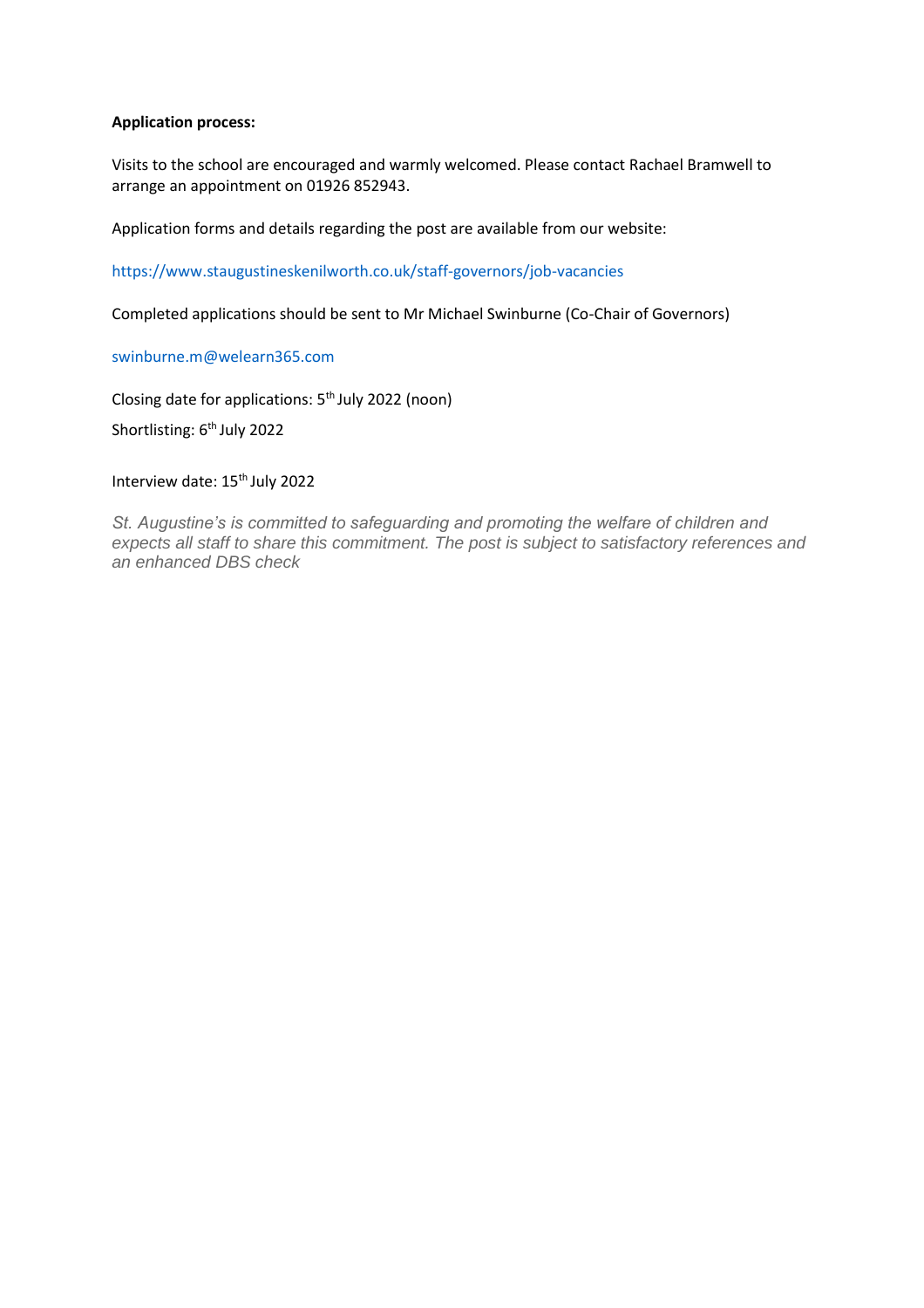**Application process:**

Visits to the school are encouraged and warmly welcomed. Please contact Rachael Bramwell to arrange an appointment on 01926 852943.

Application forms and details regarding the post are available from our website:

https://www.staugustineskenilworth.co.uk/staff-governors/job-vacancies

Completed applications should be sent to Mr Michael Swinburne (Co-Chair of Governors)

swinburne.m@welearn365.com

Closing date for applications: 5th July 2022 (noon)

Shortlisting: 6th July 2022

Interview date: 15th July 2022

*St. Augustine's is committed to safeguarding and promoting the welfare of children and expects all staff to share this commitment. The post is subject to satisfactory references and an enhanced DBS check*